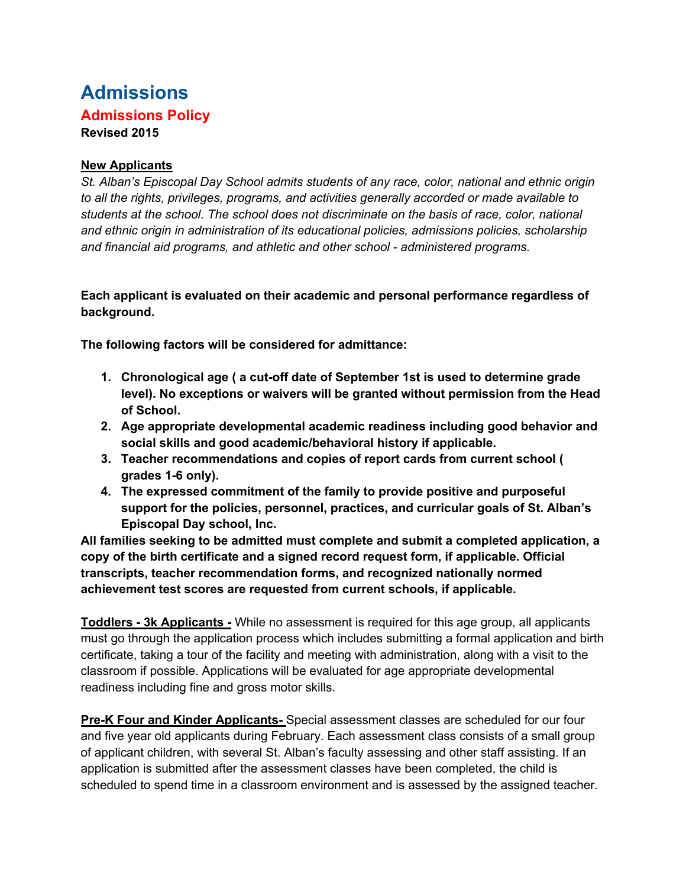# Admissions

## Admissions Policy

**Revised 2015**

**New Applicants**

*St. Alban's Episcopal Day School admits students of any race, color, national and ethnic origin to all the rights, privileges, programs, and activities generally accorded or made available to students at the school. The school does not discriminate on the basis of race, color, national and ethnic origin in administration of its educational policies, admissions policies, scholarship and financial aid programs, and athletic and other school - administered programs.*

**Each applicant is evaluated on their academic and personal performance regardless of background.**

**The following factors will be considered for admittance:**

1. **Chronological age ( a cut-off date of September 1st is used to determine grade level). No exceptions or waivers will be granted without permission from the Head of School.**
2. **Age appropriate developmental academic readiness including good behavior and social skills and good academic/behavioral history if applicable.**
3. **Teacher recommendations and copies of report cards from current school ( grades 1-6 only).**
4. **The expressed commitment of the family to provide positive and purposeful support for the policies, personnel, practices, and curricular goals of St. Alban's Episcopal Day school, Inc.**

**All families seeking to be admitted must complete and submit a completed application, a copy of the birth certificate and a signed record request form, if applicable. Official transcripts, teacher recommendation forms, and recognized nationally normed achievement test scores are requested from current schools, if applicable.**

**Toddlers - 3k Applicants -** While no assessment is required for this age group, all applicants must go through the application process which includes submitting a formal application and birth certificate, taking a tour of the facility and meeting with administration, along with a visit to the classroom if possible. Applications will be evaluated for age appropriate developmental readiness including fine and gross motor skills.

**Pre-K Four and Kinder Applicants-** Special assessment classes are scheduled for our four and five year old applicants during February. Each assessment class consists of a small group of applicant children, with several St. Alban's faculty assessing and other staff assisting. If an application is submitted after the assessment classes have been completed, the child is scheduled to spend time in a classroom environment and is assessed by the assigned teacher.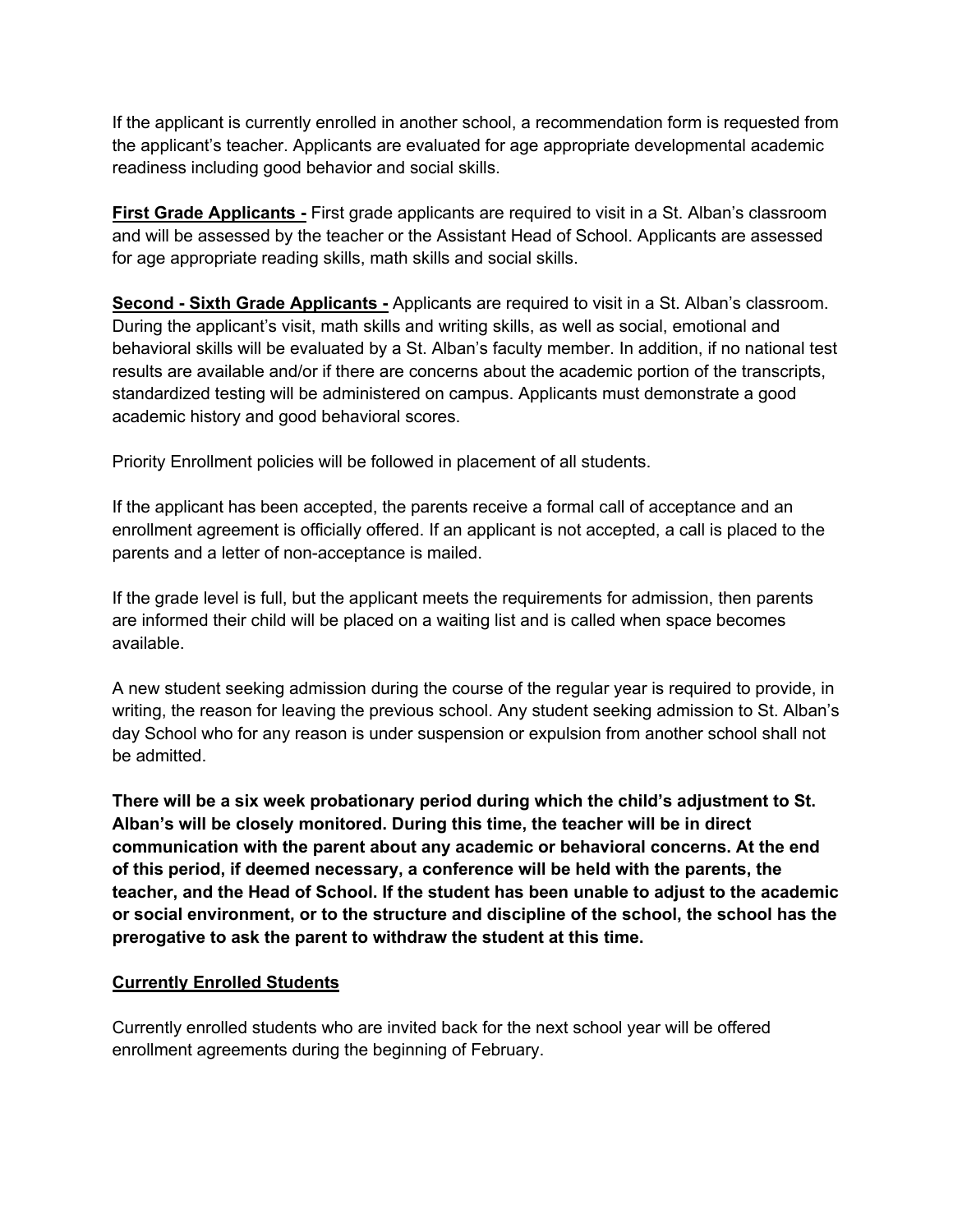If the applicant is currently enrolled in another school, a recommendation form is requested from the applicant's teacher. Applicants are evaluated for age appropriate developmental academic readiness including good behavior and social skills.

**First Grade Applicants -** First grade applicants are required to visit in a St. Alban's classroom and will be assessed by the teacher or the Assistant Head of School. Applicants are assessed for age appropriate reading skills, math skills and social skills.

**Second - Sixth Grade Applicants -** Applicants are required to visit in a St. Alban's classroom. During the applicant's visit, math skills and writing skills, as well as social, emotional and behavioral skills will be evaluated by a St. Alban's faculty member. In addition, if no national test results are available and/or if there are concerns about the academic portion of the transcripts, standardized testing will be administered on campus. Applicants must demonstrate a good academic history and good behavioral scores.

Priority Enrollment policies will be followed in placement of all students.

If the applicant has been accepted, the parents receive a formal call of acceptance and an enrollment agreement is officially offered. If an applicant is not accepted, a call is placed to the parents and a letter of non-acceptance is mailed.

If the grade level is full, but the applicant meets the requirements for admission, then parents are informed their child will be placed on a waiting list and is called when space becomes available.

A new student seeking admission during the course of the regular year is required to provide, in writing, the reason for leaving the previous school. Any student seeking admission to St. Alban's day School who for any reason is under suspension or expulsion from another school shall not be admitted.

**There will be a six week probationary period during which the child's adjustment to St. Alban's will be closely monitored. During this time, the teacher will be in direct communication with the parent about any academic or behavioral concerns. At the end of this period, if deemed necessary, a conference will be held with the parents, the teacher, and the Head of School. If the student has been unable to adjust to the academic or social environment, or to the structure and discipline of the school, the school has the prerogative to ask the parent to withdraw the student at this time.**

## Currently Enrolled Students

Currently enrolled students who are invited back for the next school year will be offered enrollment agreements during the beginning of February.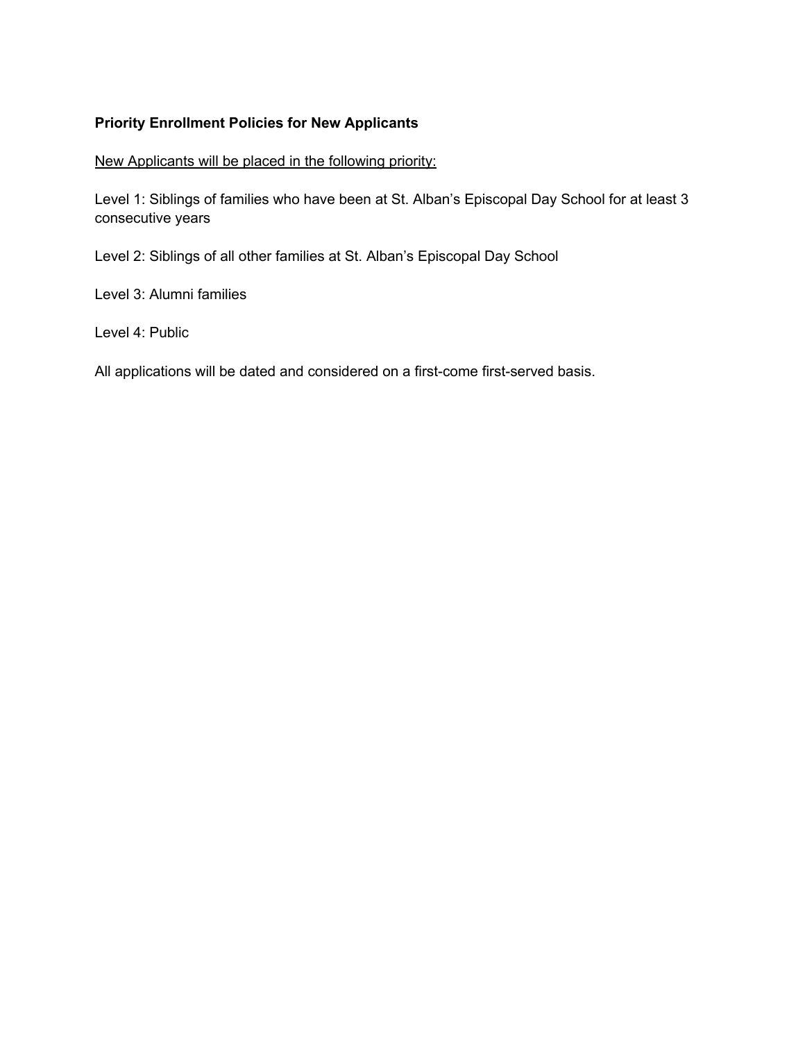**Priority Enrollment Policies for New Applicants**

New Applicants will be placed in the following priority:

Level 1: Siblings of families who have been at St. Alban's Episcopal Day School for at least 3 consecutive years

Level 2: Siblings of all other families at St. Alban's Episcopal Day School

Level 3: Alumni families

Level 4: Public

All applications will be dated and considered on a first-come first-served basis.